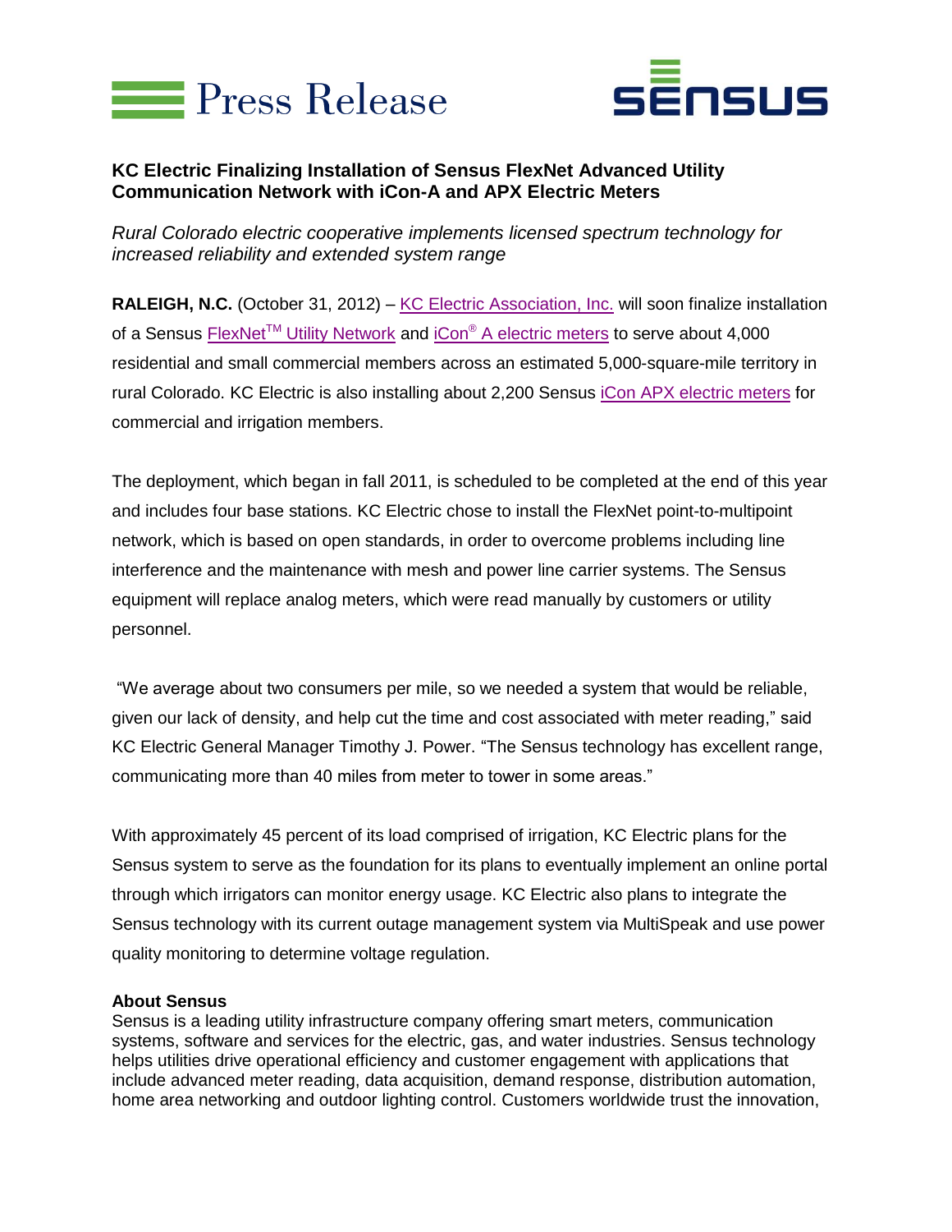Press Release

SENSUS

## KC Electric Finalizing Installation of Sensus FlexNet Advanced Utility Communication Network with iCon-A and APX Electric Meters

*Rural Colorado electric cooperative implements licensed spectrum technology for increased reliability and extended system range*

**RALEIGH, N.C.** (October 31, 2012) – KC Electric Association, Inc. will soon finalize installation of a Sensus FlexNet™ Utility Network and iCon® A electric meters to serve about 4,000 residential and small commercial members across an estimated 5,000-square-mile territory in rural Colorado. KC Electric is also installing about 2,200 Sensus iCon APX electric meters for commercial and irrigation members.

The deployment, which began in fall 2011, is scheduled to be completed at the end of this year and includes four base stations. KC Electric chose to install the FlexNet point-to-multipoint network, which is based on open standards, in order to overcome problems including line interference and the maintenance with mesh and power line carrier systems. The Sensus equipment will replace analog meters, which were read manually by customers or utility personnel.

"We average about two consumers per mile, so we needed a system that would be reliable, given our lack of density, and help cut the time and cost associated with meter reading," said KC Electric General Manager Timothy J. Power. "The Sensus technology has excellent range, communicating more than 40 miles from meter to tower in some areas."

With approximately 45 percent of its load comprised of irrigation, KC Electric plans for the Sensus system to serve as the foundation for its plans to eventually implement an online portal through which irrigators can monitor energy usage. KC Electric also plans to integrate the Sensus technology with its current outage management system via MultiSpeak and use power quality monitoring to determine voltage regulation.

**About Sensus**

Sensus is a leading utility infrastructure company offering smart meters, communication systems, software and services for the electric, gas, and water industries. Sensus technology helps utilities drive operational efficiency and customer engagement with applications that include advanced meter reading, data acquisition, demand response, distribution automation, home area networking and outdoor lighting control. Customers worldwide trust the innovation,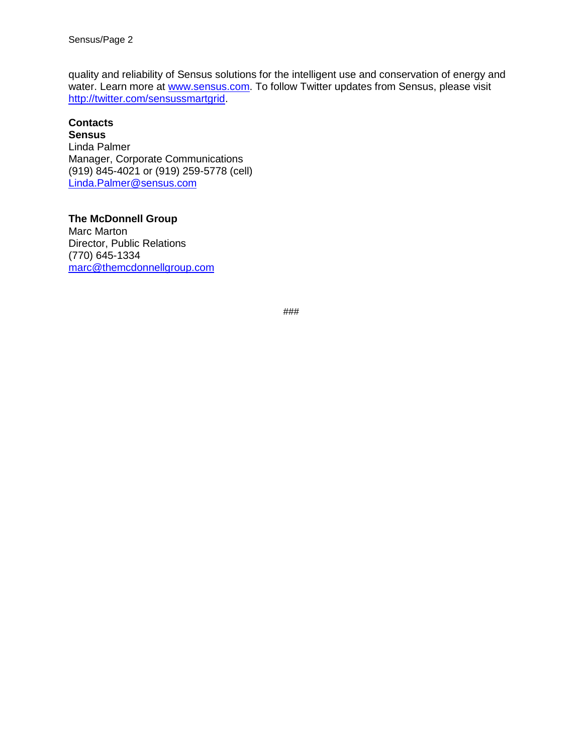quality and reliability of Sensus solutions for the intelligent use and conservation of energy and water. Learn more at www.sensus.com. To follow Twitter updates from Sensus, please visit http://twitter.com/sensussmartgrid.

**Contacts**

**Sensus**
Linda Palmer
Manager, Corporate Communications
(919) 845-4021 or (919) 259-5778 (cell)
Linda.Palmer@sensus.com

**The McDonnell Group**
Marc Marton
Director, Public Relations
(770) 645-1334
marc@themcdonnellgroup.com

###